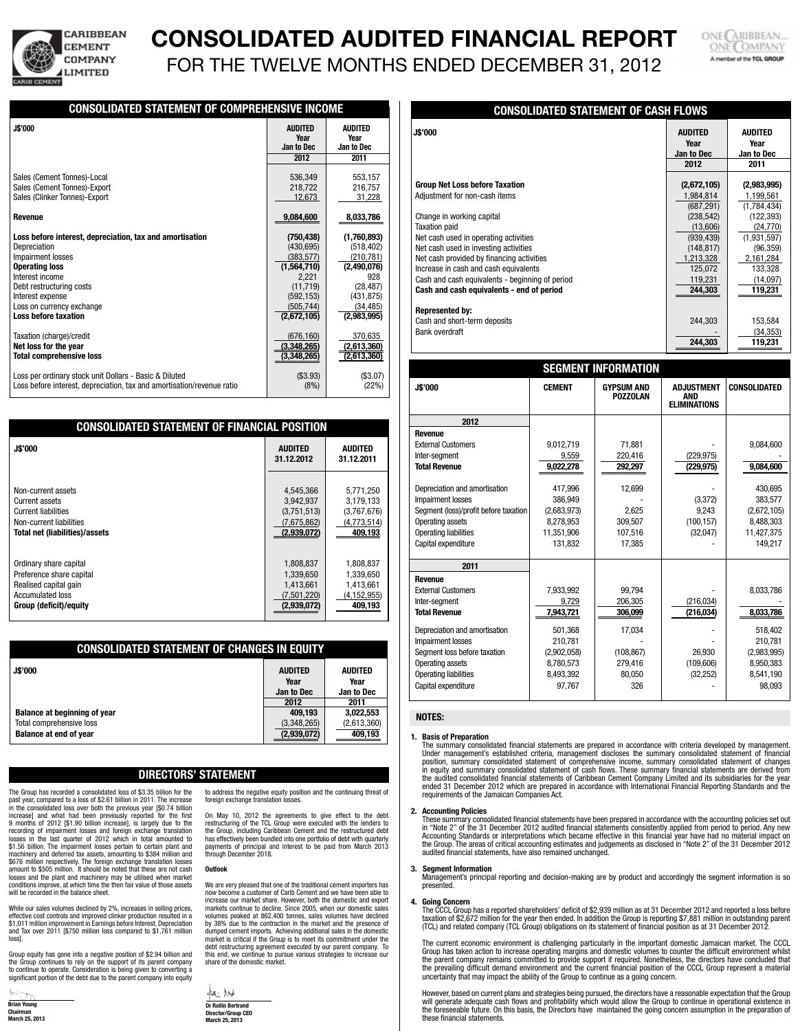# CONSOLIDATED AUDITED FINANCIAL REPORT

## FOR THE TWELVE MONTHS ENDED DECEMBER 31, 2012

Caribbean Cement Company Limited

ONE CARIBBEAN... ONE COMPANY — A member of the TCL GROUP

## CONSOLIDATED STATEMENT OF COMPREHENSIVE INCOME

| J$'000 | AUDITED Year Jan to Dec 2012 | AUDITED Year Jan to Dec 2011 |
|---|---|---|
| Sales (Cement Tonnes)-Local | 536,349 | 553,157 |
| Sales (Cement Tonnes)-Export | 218,722 | 216,757 |
| Sales (Clinker Tonnes)-Export | 12,673 | 31,228 |
| **Revenue** | **9,084,600** | **8,033,786** |
| **Loss before interest, depreciation, tax and amortisation** | **(750,438)** | **(1,760,893)** |
| Depreciation | (430,695) | (518,402) |
| Impairment losses | (383,577) | (210,781) |
| **Operating loss** | **(1,564,710)** | **(2,490,076)** |
| Interest income | 2,221 | 928 |
| Debt restructuring costs | (11,719) | (28,487) |
| Interest expense | (592,153) | (431,875) |
| Loss on currency exchange | (505,744) | (34,485) |
| **Loss before taxation** | **(2,672,105)** | **(2,983,995)** |
| Taxation (charge)/credit | (676,160) | 370,635 |
| **Net loss for the year** | **(3,348,265)** | **(2,613,360)** |
| **Total comprehensive loss** | **(3,348,265)** | **(2,613,360)** |
| Loss per ordinary stock unit Dollars - Basic & Diluted | ($3.93) | ($3.07) |
| Loss before interest, depreciation, tax and amortisation/revenue ratio | (8%) | (22%) |

## CONSOLIDATED STATEMENT OF FINANCIAL POSITION

| J$'000 | AUDITED 31.12.2012 | AUDITED 31.12.2011 |
|---|---|---|
| Non-current assets | 4,545,366 | 5,771,250 |
| Current assets | 3,942,937 | 3,179,133 |
| Current liabilities | (3,751,513) | (3,767,676) |
| Non-current liabilities | (7,675,862) | (4,773,514) |
| **Total net (liabilities)/assets** | **(2,939,072)** | **409,193** |
| Ordinary share capital | 1,808,837 | 1,808,837 |
| Preference share capital | 1,339,650 | 1,339,650 |
| Realised capital gain | 1,413,661 | 1,413,661 |
| Accumulated loss | (7,501,220) | (4,152,955) |
| **Group (deficit)/equity** | **(2,939,072)** | **409,193** |

## CONSOLIDATED STATEMENT OF CHANGES IN EQUITY

| J$'000 | AUDITED Year Jan to Dec 2012 | AUDITED Year Jan to Dec 2011 |
|---|---|---|
| **Balance at beginning of year** | **409,193** | **3,022,553** |
| Total comprehensive loss | (3,348,265) | (2,613,360) |
| **Balance at end of year** | **(2,939,072)** | **409,193** |

## DIRECTORS' STATEMENT

The Group has recorded a consolidated loss of $3.35 billion for the past year, compared to a loss of $2.61 billion in 2011. The increase in the consolidated loss over both the previous year [$0.74 billion increase] and what had been previously reported for the first 9 months of 2012 [$1.90 billion increase], is largely due to the recording of impairment losses and foreign exchange translation losses in the last quarter of 2012 which in total amounted to $1.56 billion. The impairment losses pertain to certain plant and machinery and deferred tax assets, amounting to $384 million and $676 million respectively. The foreign exchange translation losses amount to $505 million. It should be noted that these are not cash losses and the plant and machinery may be utilised when market conditions improve, at which time the then fair value of those assets will be recorded in the balance sheet.

While our sales volumes declined by 2%, increases in selling prices, effective cost controls and improved clinker production resulted in a $1,011 million improvement in Earnings before Interest, Depreciation and Tax over 2011 [$750 million loss compared to $1,761 million loss].

Group equity has gone into a negative position of $2.94 billion and the Group continues to rely on the support of its parent company to continue to operate. Consideration is being given to converting a significant portion of the debt due to the parent company into equity to address the negative equity position and the continuing threat of foreign exchange translation losses.

On May 10, 2012 the agreements to give effect to the debt restructuring of the TCL Group were executed with the lenders to the Group, including Caribbean Cement and the restructured debt has effectively been bundled into one portfolio of debt with quarterly payments of principal and interest to be paid from March 2013 through December 2018.

**Outlook**

We are very pleased that one of the traditional cement importers has now become a customer of Carib Cement and we have been able to increase our market share. However, both the domestic and export markets continue to decline. Since 2005, when our domestic sales volumes peaked at 862,400 tonnes, sales volumes have declined by 38% due to the contraction in the market and the presence of dumped cement imports. Achieving additional sales in the domestic market is critical if the Group is to meet its commitment under the debt restructuring agreement executed by our parent company. To this end, we continue to pursue various strategies to increase our share of the domestic market.

**Brian Young**
Chairman
March 25, 2013

**Dr Rollin Bertrand**
Director/Group CEO
March 25, 2013

## CONSOLIDATED STATEMENT OF CASH FLOWS

| J$'000 | AUDITED Year Jan to Dec 2012 | AUDITED Year Jan to Dec 2011 |
|---|---|---|
| **Group Net Loss before Taxation** | **(2,672,105)** | **(2,983,995)** |
| Adjustment for non-cash items | 1,984,814 | 1,199,561 |
| | (687,291) | (1,784,434) |
| Change in working capital | (238,542) | (122,393) |
| Taxation paid | (13,606) | (24,770) |
| Net cash used in operating activities | (939,439) | (1,931,597) |
| Net cash used in investing activities | (148,817) | (96,359) |
| Net cash provided by financing activities | 1,213,328 | 2,161,284 |
| Increase in cash and cash equivalents | 125,072 | 133,328 |
| Cash and cash equivalents - beginning of period | 119,231 | (14,097) |
| **Cash and cash equivalents - end of period** | **244,303** | **119,231** |
| **Represented by:** | | |
| Cash and short-term deposits | 244,303 | 153,584 |
| Bank overdraft | - | (34,353) |
| | **244,303** | **119,231** |

## SEGMENT INFORMATION

| J$'000 | CEMENT | GYPSUM AND POZZOLAN | ADJUSTMENT AND ELIMINATIONS | CONSOLIDATED |
|---|---|---|---|---|
| **2012** | | | | |
| **Revenue** | | | | |
| External Customers | 9,012,719 | 71,881 | - | 9,084,600 |
| Inter-segment | 9,559 | 220,416 | (229,975) | - |
| **Total Revenue** | **9,022,278** | **292,297** | **(229,975)** | **9,084,600** |
| Depreciation and amortisation | 417,996 | 12,699 | - | 430,695 |
| Impairment losses | 386,949 | - | (3,372) | 383,577 |
| Segment (loss)/profit before taxation | (2,683,973) | 2,625 | 9,243 | (2,672,105) |
| Operating assets | 8,278,953 | 309,507 | (100,157) | 8,488,303 |
| Operating liabilities | 11,351,906 | 107,516 | (32,047) | 11,427,375 |
| Capital expenditure | 131,832 | 17,385 | - | 149,217 |
| **2011** | | | | |
| **Revenue** | | | | |
| External Customers | 7,933,992 | 99,794 | - | 8,033,786 |
| Inter-segment | 9,729 | 206,305 | (216,034) | - |
| **Total Revenue** | **7,943,721** | **306,099** | **(216,034)** | **8,033,786** |
| Depreciation and amortisation | 501,368 | 17,034 | - | 518,402 |
| Impairment losses | 210,781 | - | - | 210,781 |
| Segment loss before taxation | (2,902,058) | (108,867) | 26,930 | (2,983,995) |
| Operating assets | 8,780,573 | 279,416 | (109,606) | 8,950,383 |
| Operating liabilities | 8,493,392 | 80,050 | (32,252) | 8,541,190 |
| Capital expenditure | 97,767 | 326 | - | 98,093 |

## NOTES:

**1. Basis of Preparation**
The summary consolidated financial statements are prepared in accordance with criteria developed by management. Under management's established criteria, management discloses the summary consolidated statement of financial position, summary consolidated statement of comprehensive income, summary consolidated statement of changes in equity and summary consolidated statement of cash flows. These summary financial statements are derived from the audited consolidated financial statements of Caribbean Cement Company Limited and its subsidiaries for the year ended 31 December 2012 which are prepared in accordance with International Financial Reporting Standards and the requirements of the Jamaican Companies Act.

**2. Accounting Policies**
These summary consolidated financial statements have been prepared in accordance with the accounting policies set out in "Note 2" of the 31 December 2012 audited financial statements consistently applied from period to period. Any new Accounting Standards or interpretations which became effective in this financial year have had no material impact on the Group. The areas of critical accounting estimates and judgements as disclosed in "Note 2" of the 31 December 2012 audited financial statements, have also remained unchanged.

**3. Segment Information**
Management's principal reporting and decision-making are by product and accordingly the segment information is so presented.

**4. Going Concern**
The CCCL Group has reported shareholders' deficit of $2,939 million as at 31 December 2012 and reported a loss before taxation of $2,672 million for the year then ended. In addition the Group is reporting $7,881 million in outstanding parent (TCL) and related company (TCL Group) obligations on its statement of financial position as at 31 December 2012.

The current economic environment is challenging particularly in the important domestic Jamaican market. The CCCL Group has taken action to increase operating margins and domestic volumes to counter the difficult environment whilst the parent company remains committed to provide support if required. Nonetheless, the directors have concluded that the prevailing difficult demand environment and the current financial position of the CCCL Group represent a material uncertainty that may impact the ability of the Group to continue as a going concern.

However, based on current plans and strategies being pursued, the directors have a reasonable expectation that the Group will generate adequate cash flows and profitability which would allow the Group to continue in operational existence in the foreseeable future. On this basis, the Directors have maintained the going concern assumption in the preparation of these financial statements.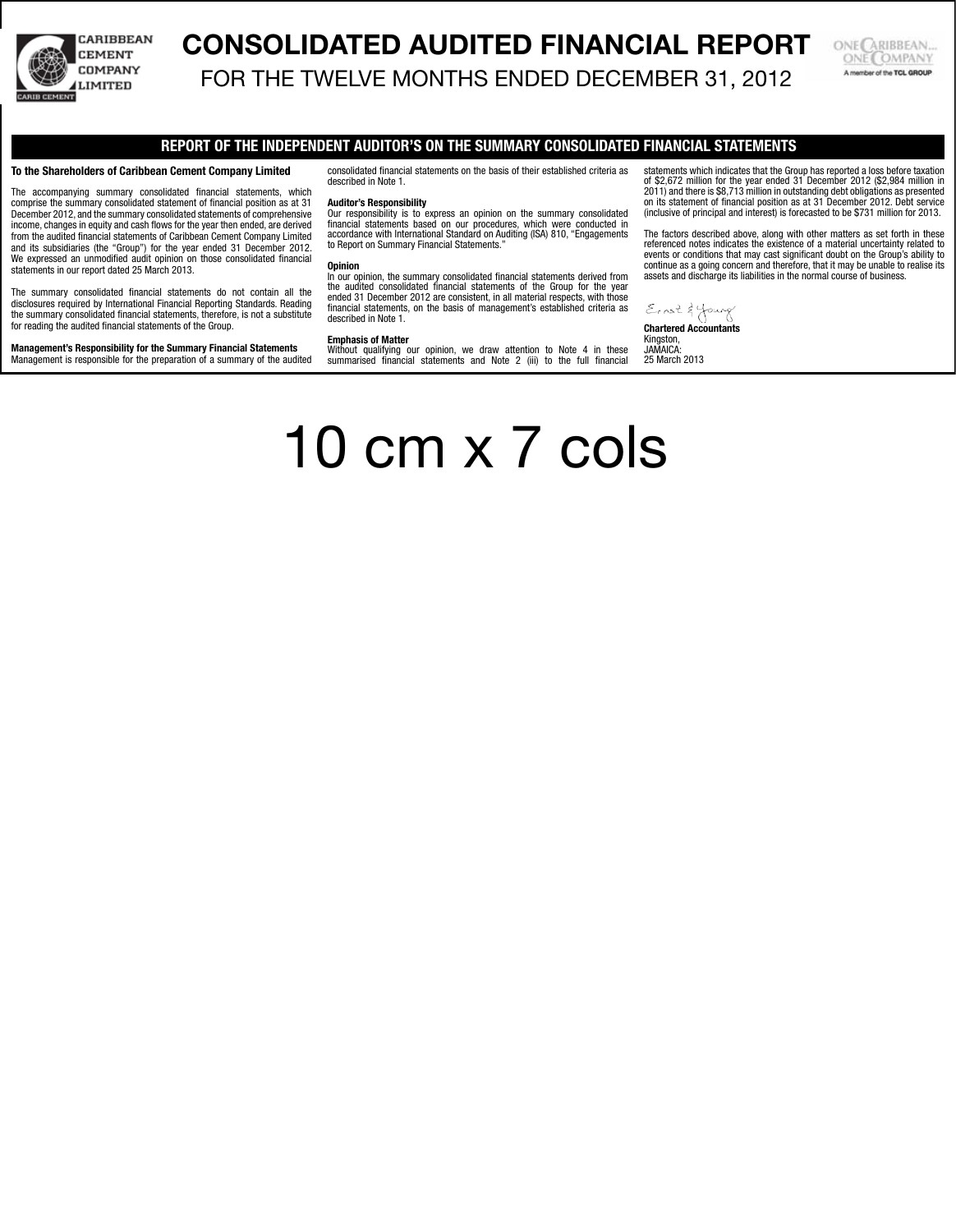CARIBBEAN CEMENT COMPANY LIMITED

# CONSOLIDATED AUDITED FINANCIAL REPORT

FOR THE TWELVE MONTHS ENDED DECEMBER 31, 2012

ONE CARIBBEAN... ONE COMPANY
A member of the TCL GROUP

## REPORT OF THE INDEPENDENT AUDITOR'S ON THE SUMMARY CONSOLIDATED FINANCIAL STATEMENTS

**To the Shareholders of Caribbean Cement Company Limited**

The accompanying summary consolidated financial statements, which comprise the summary consolidated statement of financial position as at 31 December 2012, and the summary consolidated statements of comprehensive income, changes in equity and cash flows for the year then ended, are derived from the audited financial statements of Caribbean Cement Company Limited and its subsidiaries (the "Group") for the year ended 31 December 2012. We expressed an unmodified audit opinion on those consolidated financial statements in our report dated 25 March 2013.

The summary consolidated financial statements do not contain all the disclosures required by International Financial Reporting Standards. Reading the summary consolidated financial statements, therefore, is not a substitute for reading the audited financial statements of the Group.

**Management's Responsibility for the Summary Financial Statements**
Management is responsible for the preparation of a summary of the audited consolidated financial statements on the basis of their established criteria as described in Note 1.

**Auditor's Responsibility**
Our responsibility is to express an opinion on the summary consolidated financial statements based on our procedures, which were conducted in accordance with International Standard on Auditing (ISA) 810, "Engagements to Report on Summary Financial Statements."

**Opinion**
In our opinion, the summary consolidated financial statements derived from the audited consolidated financial statements of the Group for the year ended 31 December 2012 are consistent, in all material respects, with those financial statements, on the basis of management's established criteria as described in Note 1.

**Emphasis of Matter**
Without qualifying our opinion, we draw attention to Note 4 in these summarised financial statements and Note 2 (iii) to the full financial statements which indicates that the Group has reported a loss before taxation of $2,672 million for the year ended 31 December 2012 ($2,984 million in 2011) and there is $8,713 million in outstanding debt obligations as presented on its statement of financial position as at 31 December 2012. Debt service (inclusive of principal and interest) is forecasted to be $731 million for 2013.

The factors described above, along with other matters as set forth in these referenced notes indicates the existence of a material uncertainty related to events or conditions that may cast significant doubt on the Group's ability to continue as a going concern and therefore, that it may be unable to realise its assets and discharge its liabilities in the normal course of business.

Ernst & Young

**Chartered Accountants**
Kingston,
JAMAICA:
25 March 2013

10 cm x 7 cols